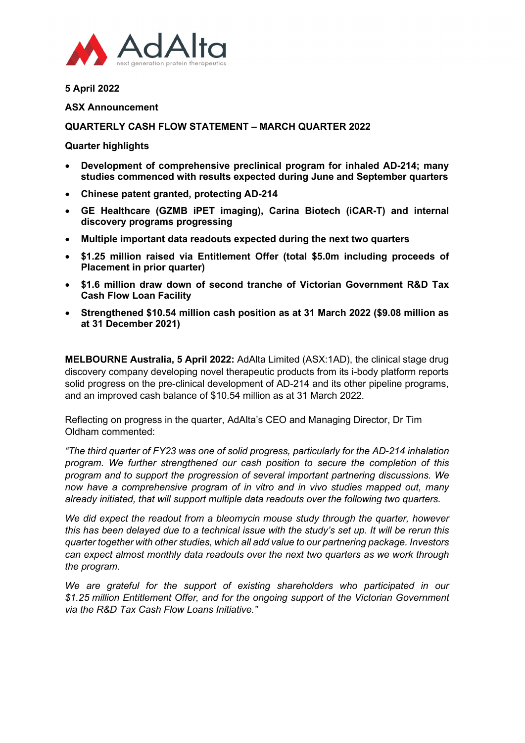**5 April 2022**

**ASX Announcement**

**QUARTERLY CASH FLOW STATEMENT – MARCH QUARTER 2022**

**Quarter highlights**

- **Development of comprehensive preclinical program for inhaled AD-214; many studies commenced with results expected during June and September quarters**
- **Chinese patent granted, protecting AD-214**
- **GE Healthcare (GZMB iPET imaging), Carina Biotech (iCAR-T) and internal discovery programs progressing**
- **Multiple important data readouts expected during the next two quarters**
- **$1.25 million raised via Entitlement Offer (total $5.0m including proceeds of Placement in prior quarter)**
- **$1.6 million draw down of second tranche of Victorian Government R&D Tax Cash Flow Loan Facility**
- **Strengthened $10.54 million cash position as at 31 March 2022 ($9.08 million as at 31 December 2021)**

**MELBOURNE Australia, 5 April 2022:** AdAlta Limited (ASX:1AD), the clinical stage drug discovery company developing novel therapeutic products from its i-body platform reports solid progress on the pre-clinical development of AD-214 and its other pipeline programs, and an improved cash balance of $10.54 million as at 31 March 2022.

Reflecting on progress in the quarter, AdAlta's CEO and Managing Director, Dr Tim Oldham commented:

*"The third quarter of FY23 was one of solid progress, particularly for the AD-214 inhalation program. We further strengthened our cash position to secure the completion of this program and to support the progression of several important partnering discussions. We now have a comprehensive program of in vitro and in vivo studies mapped out, many already initiated, that will support multiple data readouts over the following two quarters.*

*We did expect the readout from a bleomycin mouse study through the quarter, however this has been delayed due to a technical issue with the study's set up. It will be rerun this quarter together with other studies, which all add value to our partnering package. Investors can expect almost monthly data readouts over the next two quarters as we work through the program.*

*We are grateful for the support of existing shareholders who participated in our $1.25 million Entitlement Offer, and for the ongoing support of the Victorian Government via the R&D Tax Cash Flow Loans Initiative."*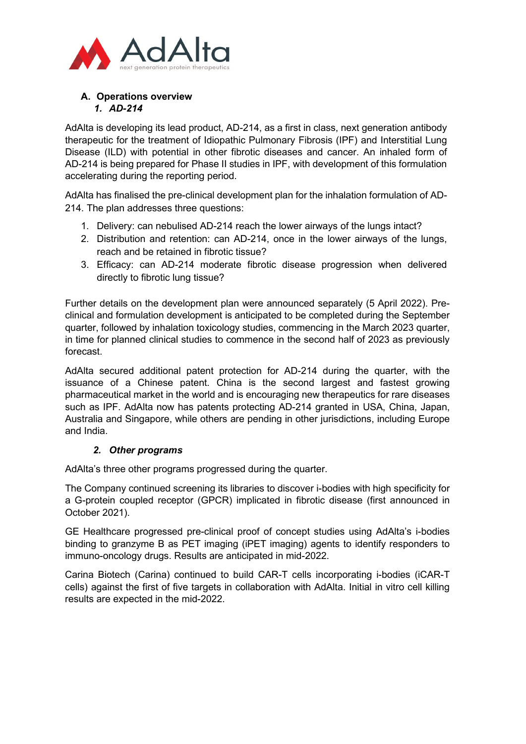## A. Operations overview

### *1. AD-214*

AdAlta is developing its lead product, AD-214, as a first in class, next generation antibody therapeutic for the treatment of Idiopathic Pulmonary Fibrosis (IPF) and Interstitial Lung Disease (ILD) with potential in other fibrotic diseases and cancer. An inhaled form of AD-214 is being prepared for Phase II studies in IPF, with development of this formulation accelerating during the reporting period.

AdAlta has finalised the pre-clinical development plan for the inhalation formulation of AD-214. The plan addresses three questions:

1. Delivery: can nebulised AD-214 reach the lower airways of the lungs intact?
2. Distribution and retention: can AD-214, once in the lower airways of the lungs, reach and be retained in fibrotic tissue?
3. Efficacy: can AD-214 moderate fibrotic disease progression when delivered directly to fibrotic lung tissue?

Further details on the development plan were announced separately (5 April 2022). Pre-clinical and formulation development is anticipated to be completed during the September quarter, followed by inhalation toxicology studies, commencing in the March 2023 quarter, in time for planned clinical studies to commence in the second half of 2023 as previously forecast.

AdAlta secured additional patent protection for AD-214 during the quarter, with the issuance of a Chinese patent. China is the second largest and fastest growing pharmaceutical market in the world and is encouraging new therapeutics for rare diseases such as IPF. AdAlta now has patents protecting AD-214 granted in USA, China, Japan, Australia and Singapore, while others are pending in other jurisdictions, including Europe and India.

### *2. Other programs*

AdAlta's three other programs progressed during the quarter.

The Company continued screening its libraries to discover i-bodies with high specificity for a G-protein coupled receptor (GPCR) implicated in fibrotic disease (first announced in October 2021).

GE Healthcare progressed pre-clinical proof of concept studies using AdAlta's i-bodies binding to granzyme B as PET imaging (iPET imaging) agents to identify responders to immuno-oncology drugs. Results are anticipated in mid-2022.

Carina Biotech (Carina) continued to build CAR-T cells incorporating i-bodies (iCAR-T cells) against the first of five targets in collaboration with AdAlta. Initial in vitro cell killing results are expected in the mid-2022.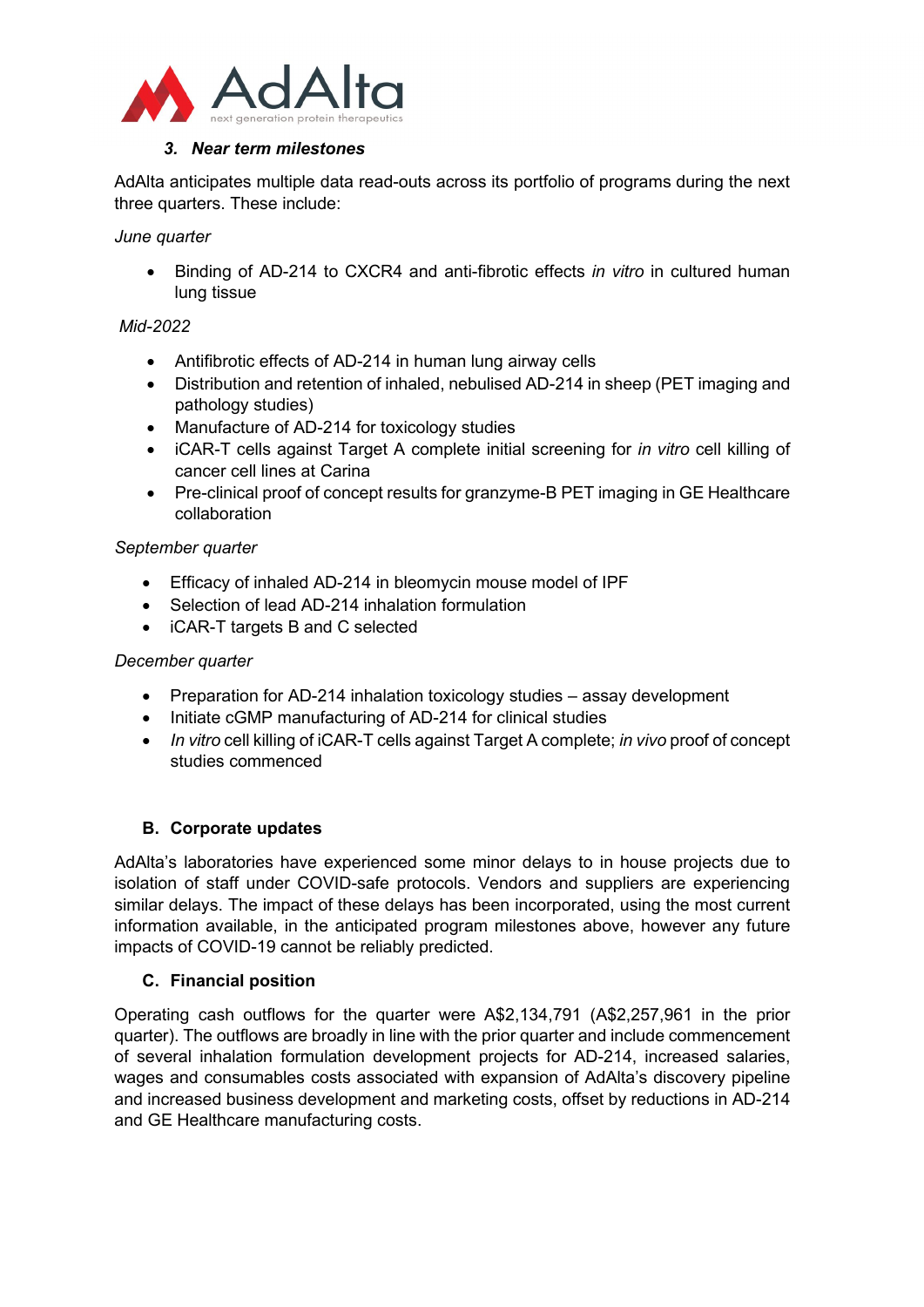### 3. *Near term milestones*

AdAlta anticipates multiple data read-outs across its portfolio of programs during the next three quarters. These include:

*June quarter*

- Binding of AD-214 to CXCR4 and anti-fibrotic effects *in vitro* in cultured human lung tissue

*Mid-2022*

- Antifibrotic effects of AD-214 in human lung airway cells
- Distribution and retention of inhaled, nebulised AD-214 in sheep (PET imaging and pathology studies)
- Manufacture of AD-214 for toxicology studies
- iCAR-T cells against Target A complete initial screening for *in vitro* cell killing of cancer cell lines at Carina
- Pre-clinical proof of concept results for granzyme-B PET imaging in GE Healthcare collaboration

*September quarter*

- Efficacy of inhaled AD-214 in bleomycin mouse model of IPF
- Selection of lead AD-214 inhalation formulation
- iCAR-T targets B and C selected

*December quarter*

- Preparation for AD-214 inhalation toxicology studies – assay development
- Initiate cGMP manufacturing of AD-214 for clinical studies
- *In vitro* cell killing of iCAR-T cells against Target A complete; *in vivo* proof of concept studies commenced

## B. Corporate updates

AdAlta's laboratories have experienced some minor delays to in house projects due to isolation of staff under COVID-safe protocols. Vendors and suppliers are experiencing similar delays. The impact of these delays has been incorporated, using the most current information available, in the anticipated program milestones above, however any future impacts of COVID-19 cannot be reliably predicted.

## C. Financial position

Operating cash outflows for the quarter were A$2,134,791 (A$2,257,961 in the prior quarter). The outflows are broadly in line with the prior quarter and include commencement of several inhalation formulation development projects for AD-214, increased salaries, wages and consumables costs associated with expansion of AdAlta's discovery pipeline and increased business development and marketing costs, offset by reductions in AD-214 and GE Healthcare manufacturing costs.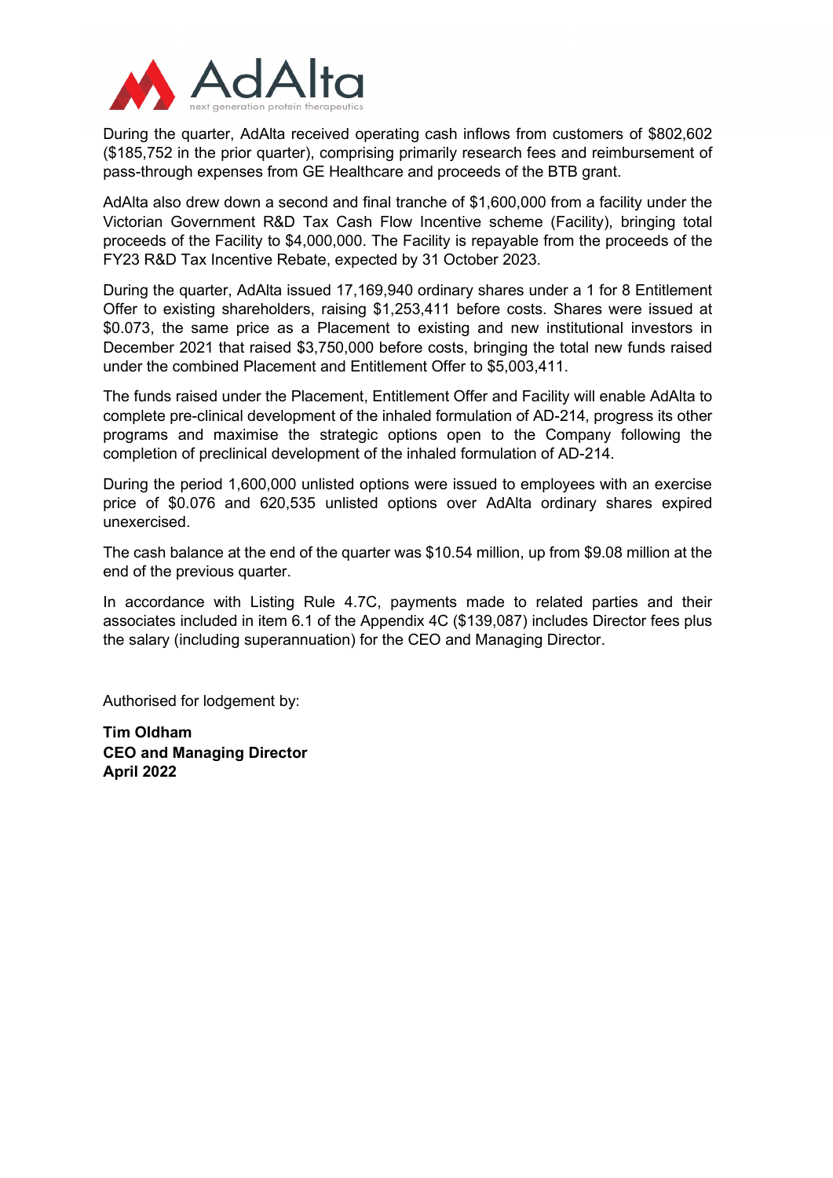During the quarter, AdAlta received operating cash inflows from customers of $802,602 ($185,752 in the prior quarter), comprising primarily research fees and reimbursement of pass-through expenses from GE Healthcare and proceeds of the BTB grant.

AdAlta also drew down a second and final tranche of $1,600,000 from a facility under the Victorian Government R&D Tax Cash Flow Incentive scheme (Facility), bringing total proceeds of the Facility to $4,000,000. The Facility is repayable from the proceeds of the FY23 R&D Tax Incentive Rebate, expected by 31 October 2023.

During the quarter, AdAlta issued 17,169,940 ordinary shares under a 1 for 8 Entitlement Offer to existing shareholders, raising $1,253,411 before costs. Shares were issued at $0.073, the same price as a Placement to existing and new institutional investors in December 2021 that raised $3,750,000 before costs, bringing the total new funds raised under the combined Placement and Entitlement Offer to $5,003,411.

The funds raised under the Placement, Entitlement Offer and Facility will enable AdAlta to complete pre-clinical development of the inhaled formulation of AD-214, progress its other programs and maximise the strategic options open to the Company following the completion of preclinical development of the inhaled formulation of AD-214.

During the period 1,600,000 unlisted options were issued to employees with an exercise price of $0.076 and 620,535 unlisted options over AdAlta ordinary shares expired unexercised.

The cash balance at the end of the quarter was $10.54 million, up from $9.08 million at the end of the previous quarter.

In accordance with Listing Rule 4.7C, payments made to related parties and their associates included in item 6.1 of the Appendix 4C ($139,087) includes Director fees plus the salary (including superannuation) for the CEO and Managing Director.

Authorised for lodgement by:

**Tim Oldham**
**CEO and Managing Director**
**April 2022**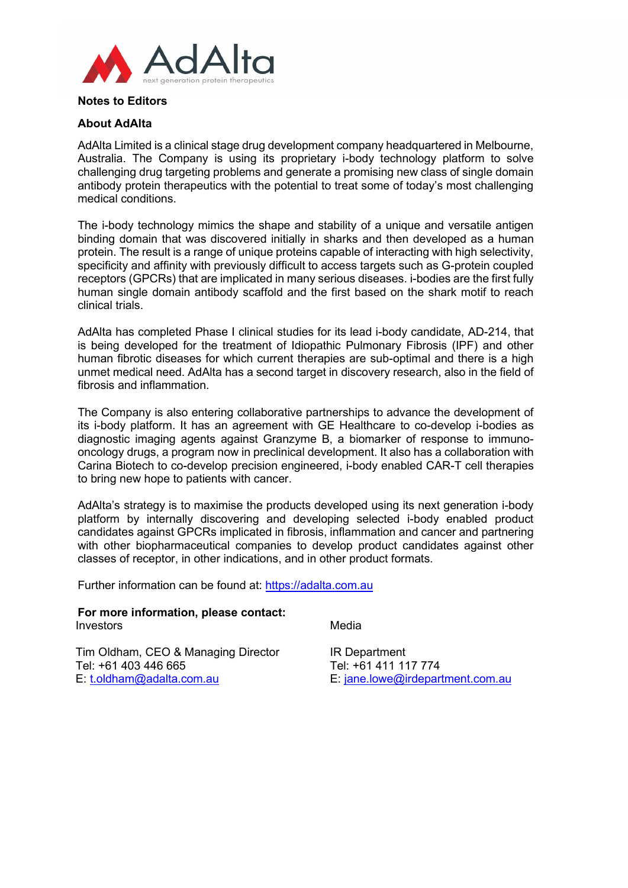**Notes to Editors**

**About AdAlta**

AdAlta Limited is a clinical stage drug development company headquartered in Melbourne, Australia. The Company is using its proprietary i-body technology platform to solve challenging drug targeting problems and generate a promising new class of single domain antibody protein therapeutics with the potential to treat some of today's most challenging medical conditions.

The i-body technology mimics the shape and stability of a unique and versatile antigen binding domain that was discovered initially in sharks and then developed as a human protein. The result is a range of unique proteins capable of interacting with high selectivity, specificity and affinity with previously difficult to access targets such as G-protein coupled receptors (GPCRs) that are implicated in many serious diseases. i-bodies are the first fully human single domain antibody scaffold and the first based on the shark motif to reach clinical trials.

AdAlta has completed Phase I clinical studies for its lead i-body candidate, AD-214, that is being developed for the treatment of Idiopathic Pulmonary Fibrosis (IPF) and other human fibrotic diseases for which current therapies are sub-optimal and there is a high unmet medical need. AdAlta has a second target in discovery research, also in the field of fibrosis and inflammation.

The Company is also entering collaborative partnerships to advance the development of its i-body platform. It has an agreement with GE Healthcare to co-develop i-bodies as diagnostic imaging agents against Granzyme B, a biomarker of response to immuno-oncology drugs, a program now in preclinical development. It also has a collaboration with Carina Biotech to co-develop precision engineered, i-body enabled CAR-T cell therapies to bring new hope to patients with cancer.

AdAlta's strategy is to maximise the products developed using its next generation i-body platform by internally discovering and developing selected i-body enabled product candidates against GPCRs implicated in fibrosis, inflammation and cancer and partnering with other biopharmaceutical companies to develop product candidates against other classes of receptor, in other indications, and in other product formats.

Further information can be found at: https://adalta.com.au

**For more information, please contact:**

| Investors | Media |
|---|---|
| Tim Oldham, CEO & Managing Director | IR Department |
| Tel: +61 403 446 665 | Tel: +61 411 117 774 |
| E: t.oldham@adalta.com.au | E: jane.lowe@irdepartment.com.au |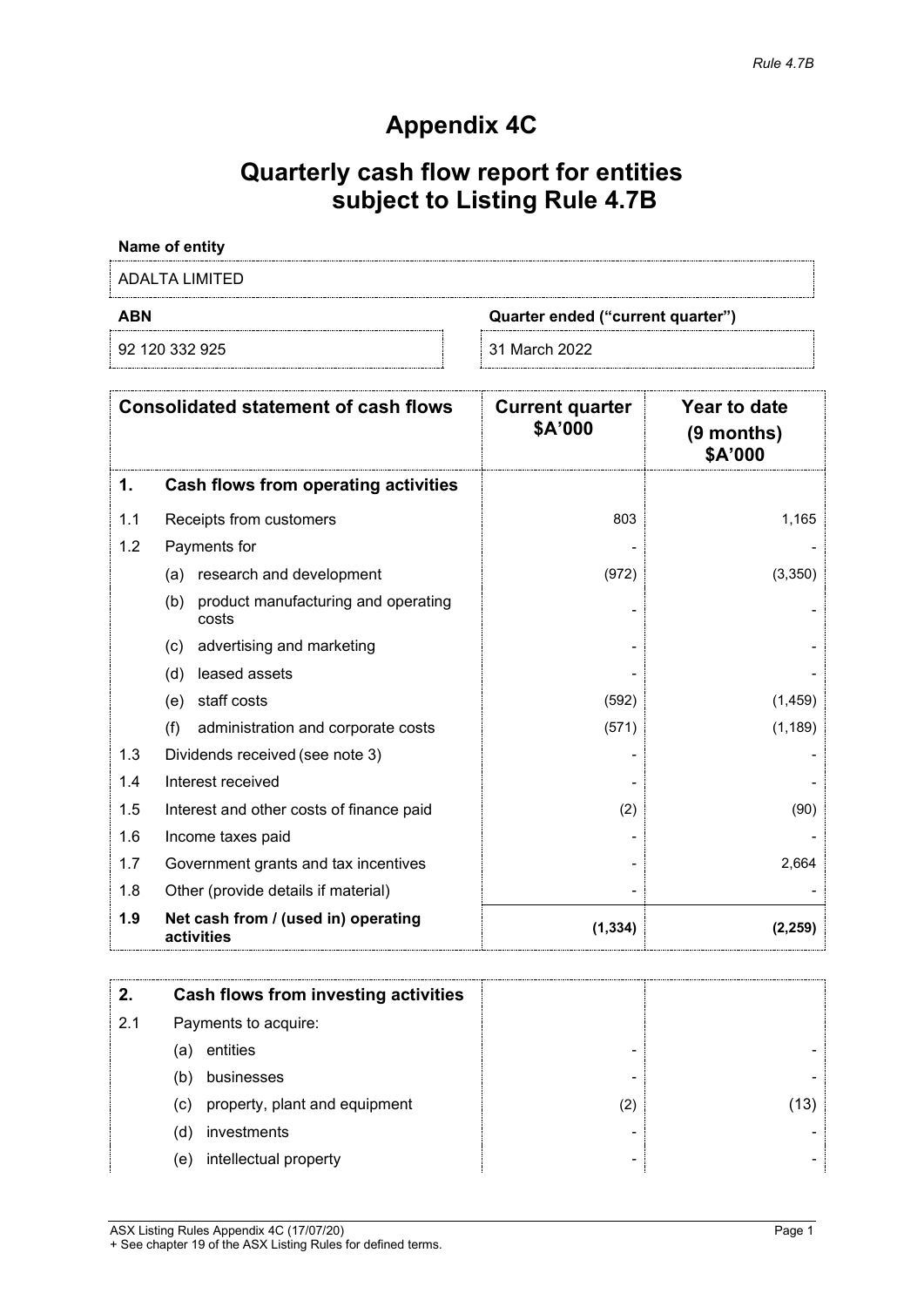*Rule 4.7B*

# Appendix 4C

# Quarterly cash flow report for entities subject to Listing Rule 4.7B

**Name of entity**

ADALTA LIMITED

| **ABN** | **Quarter ended ("current quarter")** |
|---|---|
| 92 120 332 925 | 31 March 2022 |

| | **Consolidated statement of cash flows** | **Current quarter $A'000** | **Year to date (9 months) $A'000** |
|---|---|---|---|
| **1.** | **Cash flows from operating activities** | | |
| 1.1 | Receipts from customers | 803 | 1,165 |
| 1.2 | Payments for | - | - |
| | (a) research and development | (972) | (3,350) |
| | (b) product manufacturing and operating costs | - | - |
| | (c) advertising and marketing | - | - |
| | (d) leased assets | - | - |
| | (e) staff costs | (592) | (1,459) |
| | (f) administration and corporate costs | (571) | (1,189) |
| 1.3 | Dividends received (see note 3) | - | - |
| 1.4 | Interest received | - | - |
| 1.5 | Interest and other costs of finance paid | (2) | (90) |
| 1.6 | Income taxes paid | - | - |
| 1.7 | Government grants and tax incentives | - | 2,664 |
| 1.8 | Other (provide details if material) | - | - |
| **1.9** | **Net cash from / (used in) operating activities** | **(1,334)** | **(2,259)** |

| | | | |
|---|---|---|---|
| **2.** | **Cash flows from investing activities** | | |
| 2.1 | Payments to acquire: | | |
| | (a) entities | - | - |
| | (b) businesses | - | - |
| | (c) property, plant and equipment | (2) | (13) |
| | (d) investments | - | - |
| | (e) intellectual property | - | - |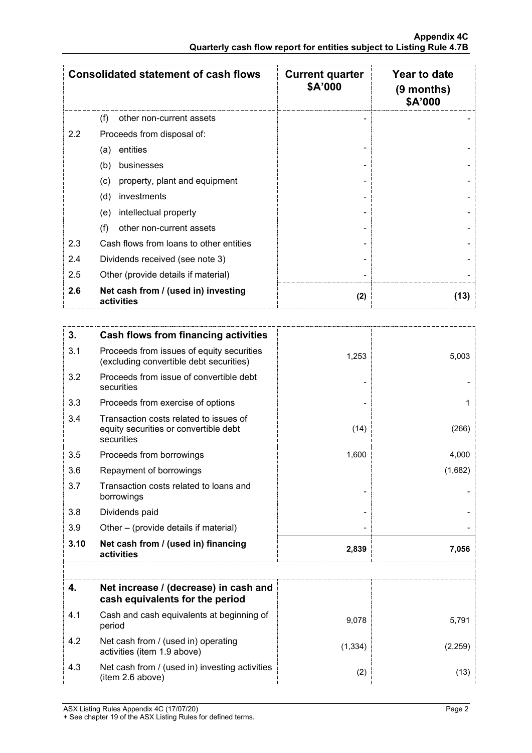| Consolidated statement of cash flows | | Current quarter $A'000 | Year to date (9 months) $A'000 |
|---|---|---|---|
| | (f) other non-current assets | - | - |
| 2.2 | Proceeds from disposal of: | | |
| | (a) entities | - | - |
| | (b) businesses | - | - |
| | (c) property, plant and equipment | - | - |
| | (d) investments | - | - |
| | (e) intellectual property | - | - |
| | (f) other non-current assets | - | - |
| 2.3 | Cash flows from loans to other entities | - | - |
| 2.4 | Dividends received (see note 3) | - | - |
| 2.5 | Other (provide details if material) | - | - |
| **2.6** | **Net cash from / (used in) investing activities** | **(2)** | **(13)** |

| **3.** | **Cash flows from financing activities** | | |
|---|---|---|---|
| 3.1 | Proceeds from issues of equity securities (excluding convertible debt securities) | 1,253 | 5,003 |
| 3.2 | Proceeds from issue of convertible debt securities | - | - |
| 3.3 | Proceeds from exercise of options | - | 1 |
| 3.4 | Transaction costs related to issues of equity securities or convertible debt securities | (14) | (266) |
| 3.5 | Proceeds from borrowings | 1,600 | 4,000 |
| 3.6 | Repayment of borrowings | | (1,682) |
| 3.7 | Transaction costs related to loans and borrowings | - | - |
| 3.8 | Dividends paid | - | - |
| 3.9 | Other – (provide details if material) | - | - |
| **3.10** | **Net cash from / (used in) financing activities** | **2,839** | **7,056** |

| **4.** | **Net increase / (decrease) in cash and cash equivalents for the period** | | |
|---|---|---|---|
| 4.1 | Cash and cash equivalents at beginning of period | 9,078 | 5,791 |
| 4.2 | Net cash from / (used in) operating activities (item 1.9 above) | (1,334) | (2,259) |
| 4.3 | Net cash from / (used in) investing activities (item 2.6 above) | (2) | (13) |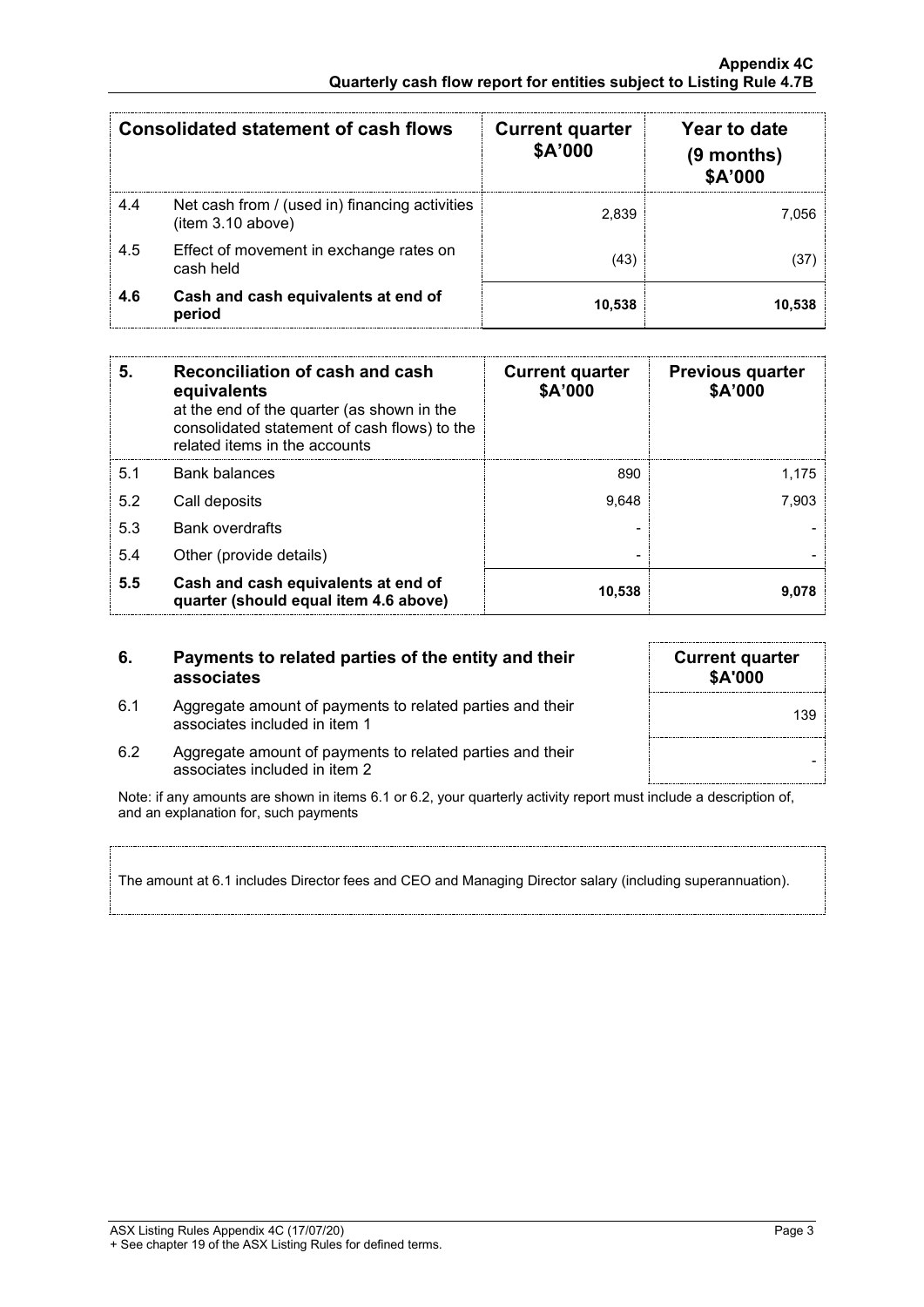| | Consolidated statement of cash flows | Current quarter $A'000 | Year to date (9 months) $A'000 |
|---|---|---|---|
| 4.4 | Net cash from / (used in) financing activities (item 3.10 above) | 2,839 | 7,056 |
| 4.5 | Effect of movement in exchange rates on cash held | (43) | (37) |
| **4.6** | **Cash and cash equivalents at end of period** | **10,538** | **10,538** |

| **5.** | **Reconciliation of cash and cash equivalents** at the end of the quarter (as shown in the consolidated statement of cash flows) to the related items in the accounts | **Current quarter $A'000** | **Previous quarter $A'000** |
|---|---|---|---|
| 5.1 | Bank balances | 890 | 1,175 |
| 5.2 | Call deposits | 9,648 | 7,903 |
| 5.3 | Bank overdrafts | - | - |
| 5.4 | Other (provide details) | - | - |
| **5.5** | **Cash and cash equivalents at end of quarter (should equal item 4.6 above)** | **10,538** | **9,078** |

| **6.** | **Payments to related parties of the entity and their associates** | **Current quarter $A'000** |
|---|---|---|
| 6.1 | Aggregate amount of payments to related parties and their associates included in item 1 | 139 |
| 6.2 | Aggregate amount of payments to related parties and their associates included in item 2 | - |

Note: if any amounts are shown in items 6.1 or 6.2, your quarterly activity report must include a description of, and an explanation for, such payments

The amount at 6.1 includes Director fees and CEO and Managing Director salary (including superannuation).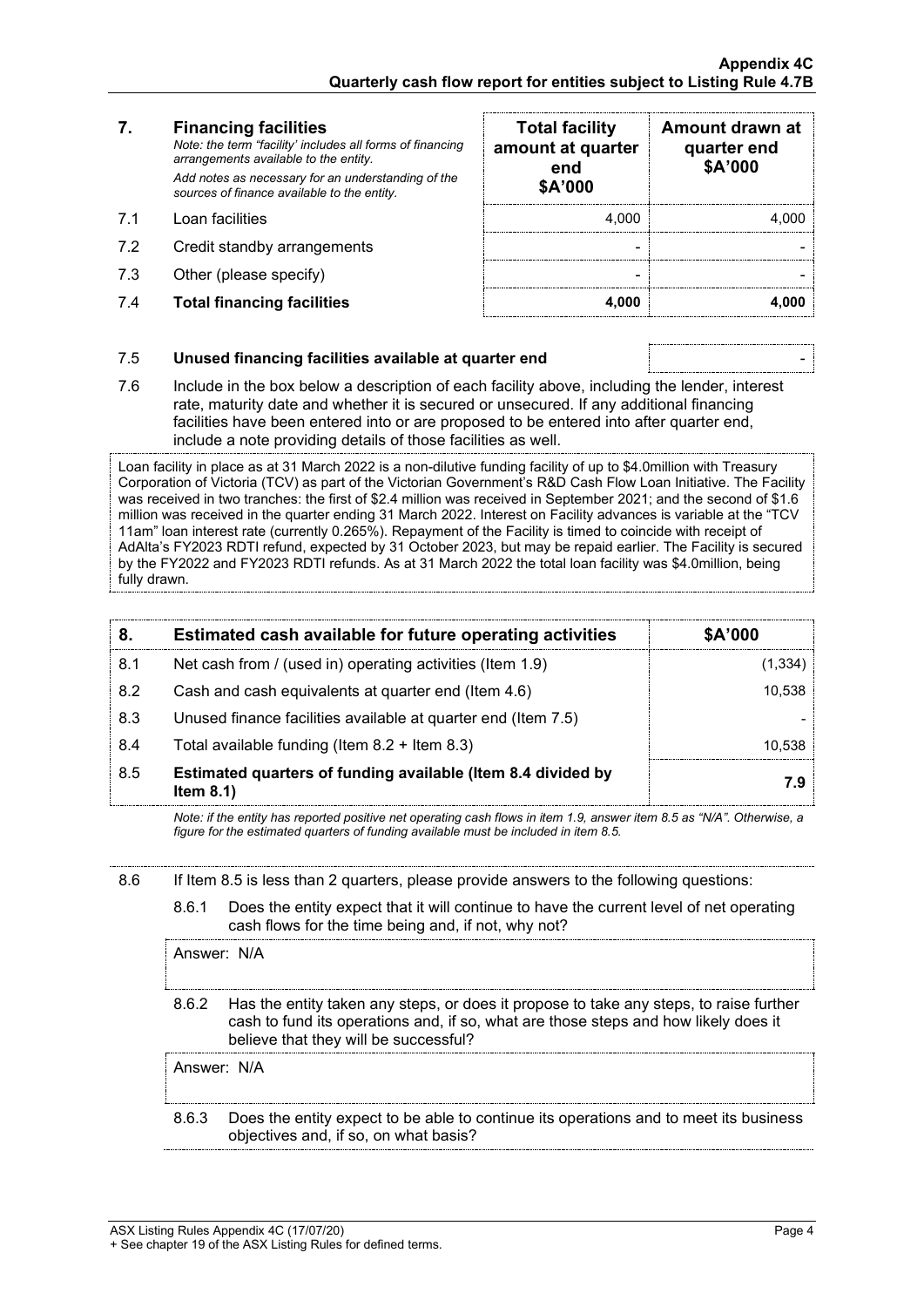| 7. | **Financing facilities** *Note: the term "facility' includes all forms of financing arrangements available to the entity.* *Add notes as necessary for an understanding of the sources of finance available to the entity.* | **Total facility amount at quarter end $A'000** | **Amount drawn at quarter end $A'000** |
|---|---|---|---|
| 7.1 | Loan facilities | 4,000 | 4,000 |
| 7.2 | Credit standby arrangements | - | - |
| 7.3 | Other (please specify) | - | - |
| 7.4 | **Total financing facilities** | **4,000** | **4,000** |

| | | |
|---|---|---|
| 7.5 | **Unused financing facilities available at quarter end** | - |

7.6 Include in the box below a description of each facility above, including the lender, interest rate, maturity date and whether it is secured or unsecured. If any additional financing facilities have been entered into or are proposed to be entered into after quarter end, include a note providing details of those facilities as well.

Loan facility in place as at 31 March 2022 is a non-dilutive funding facility of up to $4.0million with Treasury Corporation of Victoria (TCV) as part of the Victorian Government's R&D Cash Flow Loan Initiative. The Facility was received in two tranches: the first of $2.4 million was received in September 2021; and the second of $1.6 million was received in the quarter ending 31 March 2022. Interest on Facility advances is variable at the "TCV 11am" loan interest rate (currently 0.265%). Repayment of the Facility is timed to coincide with receipt of AdAlta's FY2023 RDTI refund, expected by 31 October 2023, but may be repaid earlier. The Facility is secured by the FY2022 and FY2023 RDTI refunds. As at 31 March 2022 the total loan facility was $4.0million, being fully drawn.

| 8. | **Estimated cash available for future operating activities** | **$A'000** |
|---|---|---|
| 8.1 | Net cash from / (used in) operating activities (Item 1.9) | (1,334) |
| 8.2 | Cash and cash equivalents at quarter end (Item 4.6) | 10,538 |
| 8.3 | Unused finance facilities available at quarter end (Item 7.5) | - |
| 8.4 | Total available funding (Item 8.2 + Item 8.3) | 10,538 |
| 8.5 | **Estimated quarters of funding available (Item 8.4 divided by Item 8.1)** | **7.9** |

*Note: if the entity has reported positive net operating cash flows in item 1.9, answer item 8.5 as "N/A". Otherwise, a figure for the estimated quarters of funding available must be included in item 8.5.*

8.6 If Item 8.5 is less than 2 quarters, please provide answers to the following questions:

8.6.1 Does the entity expect that it will continue to have the current level of net operating cash flows for the time being and, if not, why not?

Answer: N/A

8.6.2 Has the entity taken any steps, or does it propose to take any steps, to raise further cash to fund its operations and, if so, what are those steps and how likely does it believe that they will be successful?

Answer: N/A

8.6.3 Does the entity expect to be able to continue its operations and to meet its business objectives and, if so, on what basis?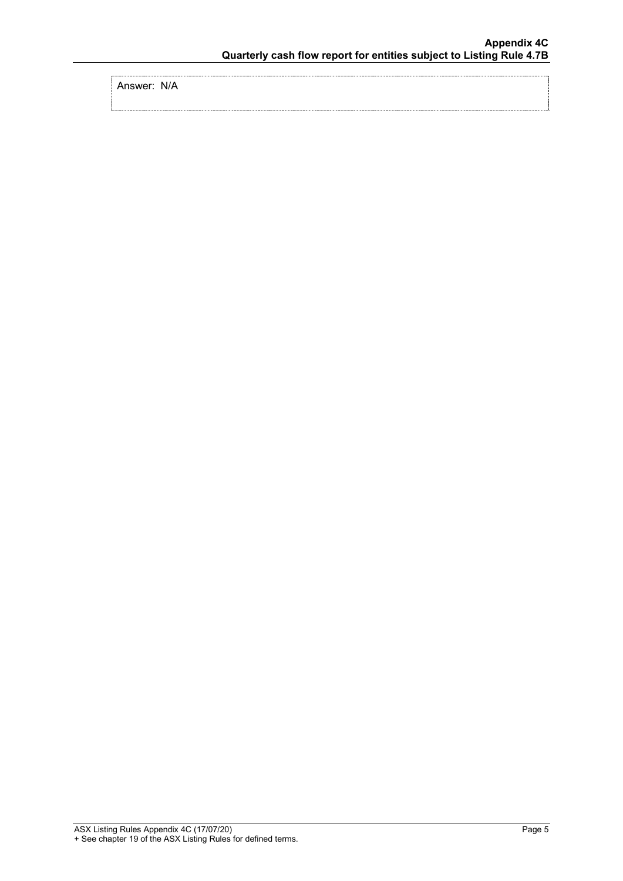Answer: N/A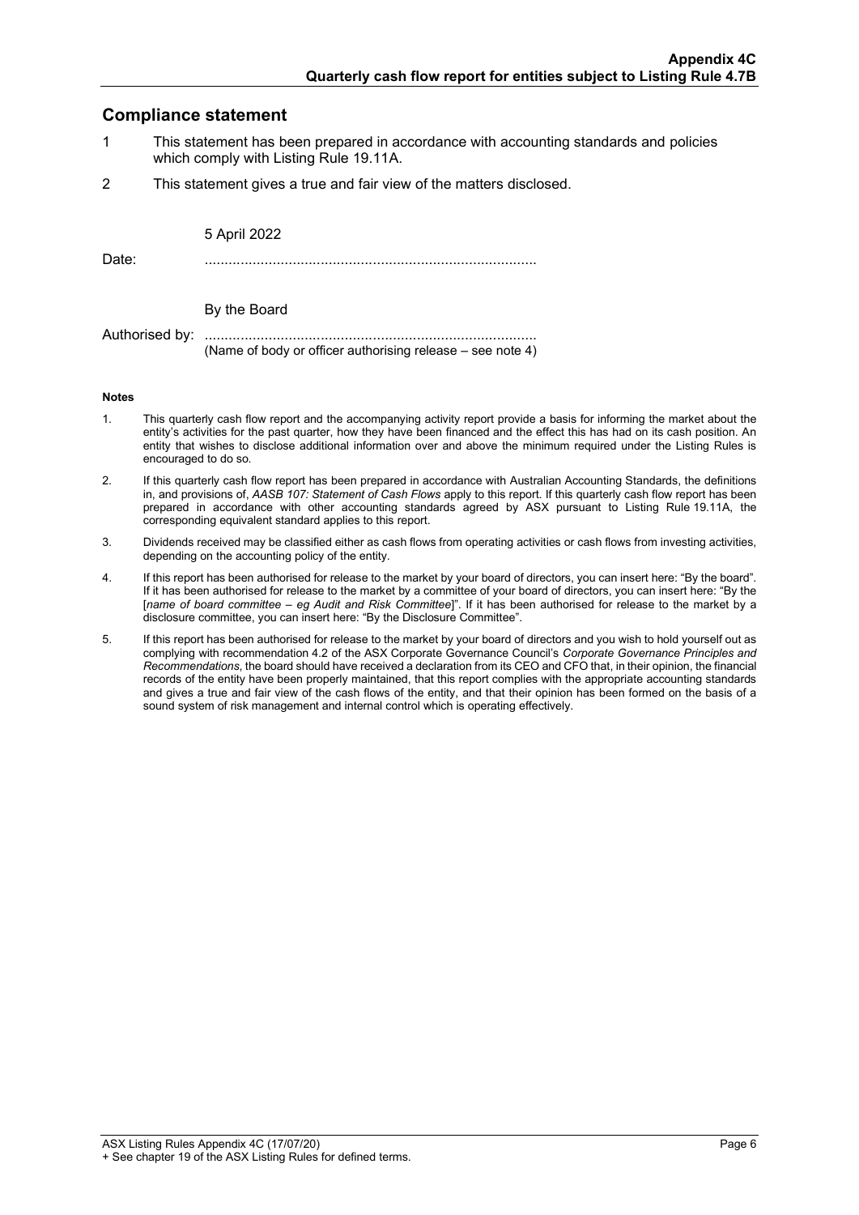## Compliance statement

1 This statement has been prepared in accordance with accounting standards and policies which comply with Listing Rule 19.11A.

2 This statement gives a true and fair view of the matters disclosed.

Date: 5 April 2022

Authorised by: By the Board
(Name of body or officer authorising release – see note 4)

**Notes**

1. This quarterly cash flow report and the accompanying activity report provide a basis for informing the market about the entity's activities for the past quarter, how they have been financed and the effect this has had on its cash position. An entity that wishes to disclose additional information over and above the minimum required under the Listing Rules is encouraged to do so.
2. If this quarterly cash flow report has been prepared in accordance with Australian Accounting Standards, the definitions in, and provisions of, *AASB 107: Statement of Cash Flows* apply to this report. If this quarterly cash flow report has been prepared in accordance with other accounting standards agreed by ASX pursuant to Listing Rule 19.11A, the corresponding equivalent standard applies to this report.
3. Dividends received may be classified either as cash flows from operating activities or cash flows from investing activities, depending on the accounting policy of the entity.
4. If this report has been authorised for release to the market by your board of directors, you can insert here: "By the board". If it has been authorised for release to the market by a committee of your board of directors, you can insert here: "By the [*name of board committee – eg Audit and Risk Committee*]". If it has been authorised for release to the market by a disclosure committee, you can insert here: "By the Disclosure Committee".
5. If this report has been authorised for release to the market by your board of directors and you wish to hold yourself out as complying with recommendation 4.2 of the ASX Corporate Governance Council's *Corporate Governance Principles and Recommendations*, the board should have received a declaration from its CEO and CFO that, in their opinion, the financial records of the entity have been properly maintained, that this report complies with the appropriate accounting standards and gives a true and fair view of the cash flows of the entity, and that their opinion has been formed on the basis of a sound system of risk management and internal control which is operating effectively.